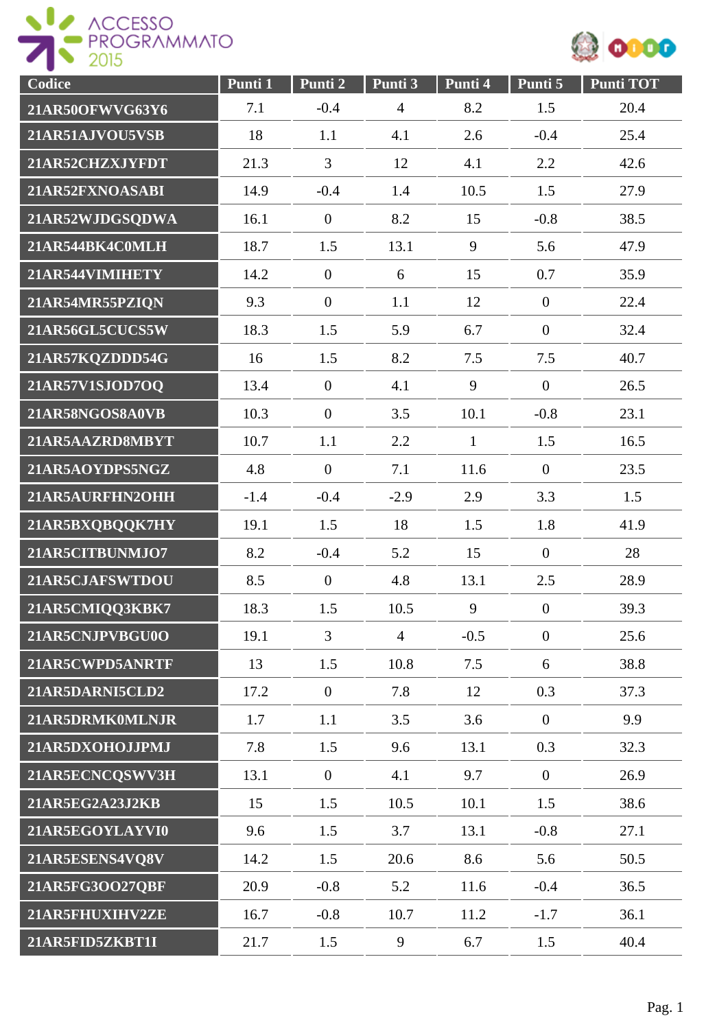ACCESSO PROGRAMMATO 2015

| Codice | Punti 1 | Punti 2 | Punti 3 | Punti 4 | Punti 5 | Punti TOT |
|---|---|---|---|---|---|---|
| 21AR50OFWVG63Y6 | 7.1 | -0.4 | 4 | 8.2 | 1.5 | 20.4 |
| 21AR51AJVOU5VSB | 18 | 1.1 | 4.1 | 2.6 | -0.4 | 25.4 |
| 21AR52CHZXJYFDT | 21.3 | 3 | 12 | 4.1 | 2.2 | 42.6 |
| 21AR52FXNOASABI | 14.9 | -0.4 | 1.4 | 10.5 | 1.5 | 27.9 |
| 21AR52WJDGSQDWA | 16.1 | 0 | 8.2 | 15 | -0.8 | 38.5 |
| 21AR544BK4C0MLH | 18.7 | 1.5 | 13.1 | 9 | 5.6 | 47.9 |
| 21AR544VIMIHETY | 14.2 | 0 | 6 | 15 | 0.7 | 35.9 |
| 21AR54MR55PZIQN | 9.3 | 0 | 1.1 | 12 | 0 | 22.4 |
| 21AR56GL5CUCS5W | 18.3 | 1.5 | 5.9 | 6.7 | 0 | 32.4 |
| 21AR57KQZDDD54G | 16 | 1.5 | 8.2 | 7.5 | 7.5 | 40.7 |
| 21AR57V1SJOD7OQ | 13.4 | 0 | 4.1 | 9 | 0 | 26.5 |
| 21AR58NGOS8A0VB | 10.3 | 0 | 3.5 | 10.1 | -0.8 | 23.1 |
| 21AR5AAZRD8MBYT | 10.7 | 1.1 | 2.2 | 1 | 1.5 | 16.5 |
| 21AR5AOYDPS5NGZ | 4.8 | 0 | 7.1 | 11.6 | 0 | 23.5 |
| 21AR5AURFHN2OHH | -1.4 | -0.4 | -2.9 | 2.9 | 3.3 | 1.5 |
| 21AR5BXQBQQK7HY | 19.1 | 1.5 | 18 | 1.5 | 1.8 | 41.9 |
| 21AR5CITBUNMJO7 | 8.2 | -0.4 | 5.2 | 15 | 0 | 28 |
| 21AR5CJAFSWTDOU | 8.5 | 0 | 4.8 | 13.1 | 2.5 | 28.9 |
| 21AR5CMIQQ3KBK7 | 18.3 | 1.5 | 10.5 | 9 | 0 | 39.3 |
| 21AR5CNJPVBGU0O | 19.1 | 3 | 4 | -0.5 | 0 | 25.6 |
| 21AR5CWPD5ANRTF | 13 | 1.5 | 10.8 | 7.5 | 6 | 38.8 |
| 21AR5DARNI5CLD2 | 17.2 | 0 | 7.8 | 12 | 0.3 | 37.3 |
| 21AR5DRMK0MLNJR | 1.7 | 1.1 | 3.5 | 3.6 | 0 | 9.9 |
| 21AR5DXOHOJJPMJ | 7.8 | 1.5 | 9.6 | 13.1 | 0.3 | 32.3 |
| 21AR5ECNCQSWV3H | 13.1 | 0 | 4.1 | 9.7 | 0 | 26.9 |
| 21AR5EG2A23J2KB | 15 | 1.5 | 10.5 | 10.1 | 1.5 | 38.6 |
| 21AR5EGOYLAYVI0 | 9.6 | 1.5 | 3.7 | 13.1 | -0.8 | 27.1 |
| 21AR5ESENS4VQ8V | 14.2 | 1.5 | 20.6 | 8.6 | 5.6 | 50.5 |
| 21AR5FG3OO27QBF | 20.9 | -0.8 | 5.2 | 11.6 | -0.4 | 36.5 |
| 21AR5FHUXIHV2ZE | 16.7 | -0.8 | 10.7 | 11.2 | -1.7 | 36.1 |
| 21AR5FID5ZKBT1I | 21.7 | 1.5 | 9 | 6.7 | 1.5 | 40.4 |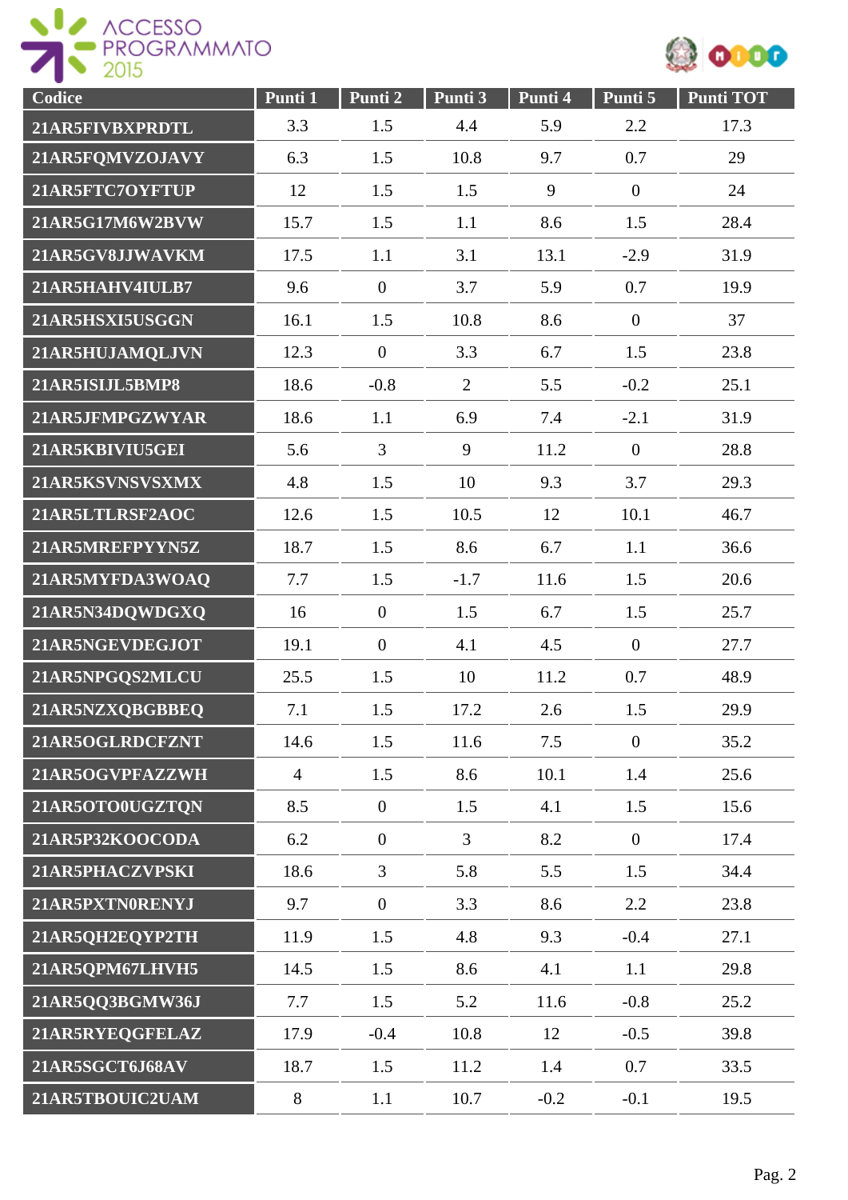| Codice | Punti 1 | Punti 2 | Punti 3 | Punti 4 | Punti 5 | Punti TOT |
|---|---|---|---|---|---|---|
| 21AR5FIVBXPRDTL | 3.3 | 1.5 | 4.4 | 5.9 | 2.2 | 17.3 |
| 21AR5FQMVZOJAVY | 6.3 | 1.5 | 10.8 | 9.7 | 0.7 | 29 |
| 21AR5FTC7OYFTUP | 12 | 1.5 | 1.5 | 9 | 0 | 24 |
| 21AR5G17M6W2BVW | 15.7 | 1.5 | 1.1 | 8.6 | 1.5 | 28.4 |
| 21AR5GV8JJWAVKM | 17.5 | 1.1 | 3.1 | 13.1 | -2.9 | 31.9 |
| 21AR5HAHV4IULB7 | 9.6 | 0 | 3.7 | 5.9 | 0.7 | 19.9 |
| 21AR5HSXI5USGGN | 16.1 | 1.5 | 10.8 | 8.6 | 0 | 37 |
| 21AR5HUJAMQLJVN | 12.3 | 0 | 3.3 | 6.7 | 1.5 | 23.8 |
| 21AR5ISIJL5BMP8 | 18.6 | -0.8 | 2 | 5.5 | -0.2 | 25.1 |
| 21AR5JFMPGZWYAR | 18.6 | 1.1 | 6.9 | 7.4 | -2.1 | 31.9 |
| 21AR5KBIVIU5GEI | 5.6 | 3 | 9 | 11.2 | 0 | 28.8 |
| 21AR5KSVNSVSXMX | 4.8 | 1.5 | 10 | 9.3 | 3.7 | 29.3 |
| 21AR5LTLRSF2AOC | 12.6 | 1.5 | 10.5 | 12 | 10.1 | 46.7 |
| 21AR5MREFPYYN5Z | 18.7 | 1.5 | 8.6 | 6.7 | 1.1 | 36.6 |
| 21AR5MYFDA3WOAQ | 7.7 | 1.5 | -1.7 | 11.6 | 1.5 | 20.6 |
| 21AR5N34DQWDGXQ | 16 | 0 | 1.5 | 6.7 | 1.5 | 25.7 |
| 21AR5NGEVDEGJOT | 19.1 | 0 | 4.1 | 4.5 | 0 | 27.7 |
| 21AR5NPGQS2MLCU | 25.5 | 1.5 | 10 | 11.2 | 0.7 | 48.9 |
| 21AR5NZXQBGBBEQ | 7.1 | 1.5 | 17.2 | 2.6 | 1.5 | 29.9 |
| 21AR5OGLRDCFZNT | 14.6 | 1.5 | 11.6 | 7.5 | 0 | 35.2 |
| 21AR5OGVPFAZZWH | 4 | 1.5 | 8.6 | 10.1 | 1.4 | 25.6 |
| 21AR5OTO0UGZTQN | 8.5 | 0 | 1.5 | 4.1 | 1.5 | 15.6 |
| 21AR5P32KOOCODA | 6.2 | 0 | 3 | 8.2 | 0 | 17.4 |
| 21AR5PHACZVPSKI | 18.6 | 3 | 5.8 | 5.5 | 1.5 | 34.4 |
| 21AR5PXTN0RENYJ | 9.7 | 0 | 3.3 | 8.6 | 2.2 | 23.8 |
| 21AR5QH2EQYP2TH | 11.9 | 1.5 | 4.8 | 9.3 | -0.4 | 27.1 |
| 21AR5QPM67LHVH5 | 14.5 | 1.5 | 8.6 | 4.1 | 1.1 | 29.8 |
| 21AR5QQ3BGMW36J | 7.7 | 1.5 | 5.2 | 11.6 | -0.8 | 25.2 |
| 21AR5RYEQGFELAZ | 17.9 | -0.4 | 10.8 | 12 | -0.5 | 39.8 |
| 21AR5SGCT6J68AV | 18.7 | 1.5 | 11.2 | 1.4 | 0.7 | 33.5 |
| 21AR5TBOUIC2UAM | 8 | 1.1 | 10.7 | -0.2 | -0.1 | 19.5 |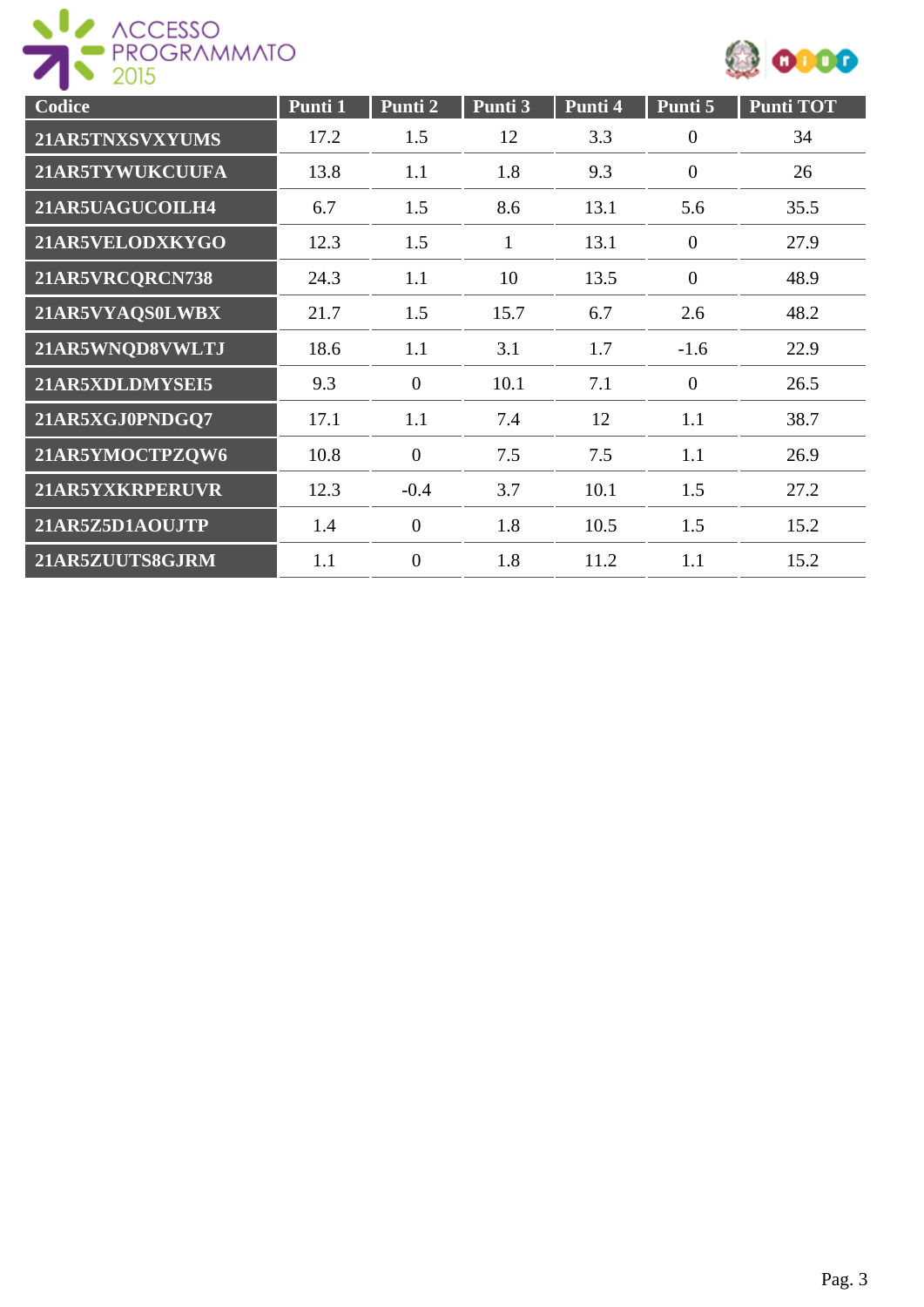| Codice | Punti 1 | Punti 2 | Punti 3 | Punti 4 | Punti 5 | Punti TOT |
|---|---|---|---|---|---|---|
| 21AR5TNXSVXYUMS | 17.2 | 1.5 | 12 | 3.3 | 0 | 34 |
| 21AR5TYWUKCUUFA | 13.8 | 1.1 | 1.8 | 9.3 | 0 | 26 |
| 21AR5UAGUCOILH4 | 6.7 | 1.5 | 8.6 | 13.1 | 5.6 | 35.5 |
| 21AR5VELODXKYGO | 12.3 | 1.5 | 1 | 13.1 | 0 | 27.9 |
| 21AR5VRCQRCN738 | 24.3 | 1.1 | 10 | 13.5 | 0 | 48.9 |
| 21AR5VYAQS0LWBX | 21.7 | 1.5 | 15.7 | 6.7 | 2.6 | 48.2 |
| 21AR5WNQD8VWLTJ | 18.6 | 1.1 | 3.1 | 1.7 | -1.6 | 22.9 |
| 21AR5XDLDMYSEI5 | 9.3 | 0 | 10.1 | 7.1 | 0 | 26.5 |
| 21AR5XGJ0PNDGQ7 | 17.1 | 1.1 | 7.4 | 12 | 1.1 | 38.7 |
| 21AR5YMOCTPZQW6 | 10.8 | 0 | 7.5 | 7.5 | 1.1 | 26.9 |
| 21AR5YXKRPERUVR | 12.3 | -0.4 | 3.7 | 10.1 | 1.5 | 27.2 |
| 21AR5Z5D1AOUJTP | 1.4 | 0 | 1.8 | 10.5 | 1.5 | 15.2 |
| 21AR5ZUUTS8GJRM | 1.1 | 0 | 1.8 | 11.2 | 1.1 | 15.2 |